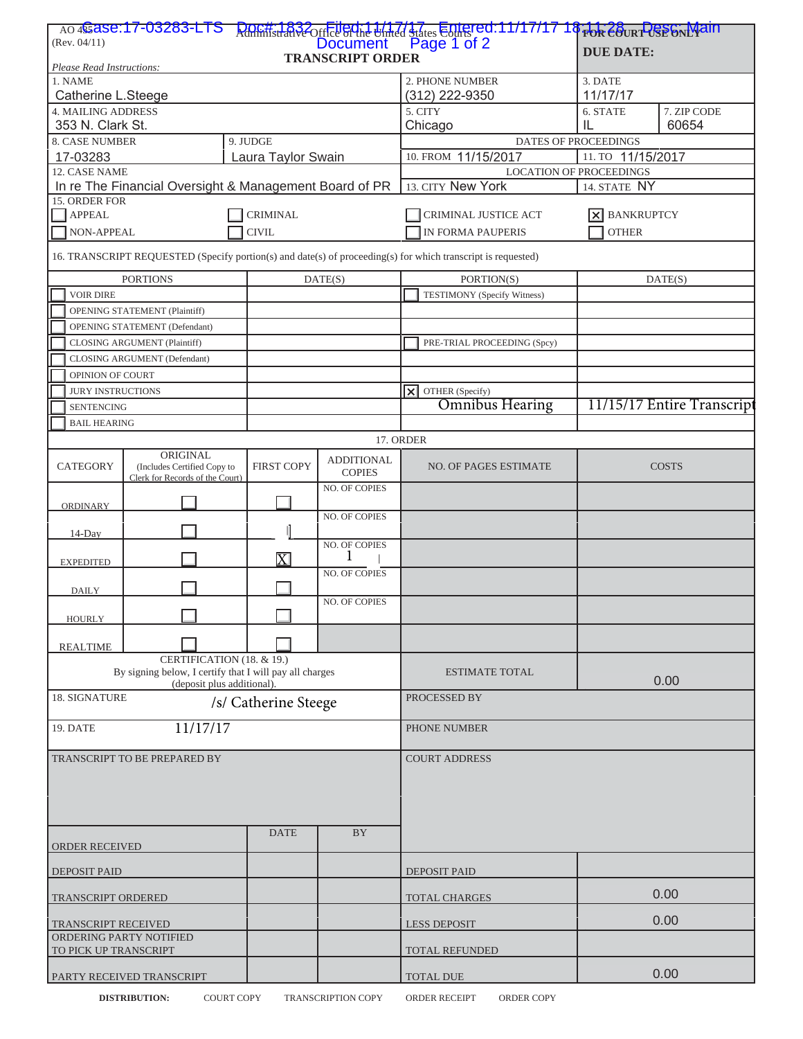AO 435 (Rev. 04/11)

Administrative Office of the United States Courts

**TRANSCRIPT ORDER**

*Please Read Instructions:*

**FOR COURT USE ONLY**

**DUE DATE:**

| 1. NAME | 2. PHONE NUMBER | 3. DATE | |
|---|---|---|---|
| Catherine L.Steege | (312) 222-9350 | 11/17/17 | |
| 4. MAILING ADDRESS | 5. CITY | 6. STATE | 7. ZIP CODE |
| 353 N. Clark St. | Chicago | IL | 60654 |

| 8. CASE NUMBER | 9. JUDGE | DATES OF PROCEEDINGS | |
|---|---|---|---|
| 17-03283 | Laura Taylor Swain | 10. FROM 11/15/2017 | 11. TO 11/15/2017 |
| 12. CASE NAME | | LOCATION OF PROCEEDINGS | |
| In re The Financial Oversight & Management Board of PR | | 13. CITY New York | 14. STATE NY |

15. ORDER FOR

| | | | |
|---|---|---|---|
| ☐ APPEAL | ☐ CRIMINAL | ☐ CRIMINAL JUSTICE ACT | ☒ BANKRUPTCY |
| ☐ NON-APPEAL | ☐ CIVIL | ☐ IN FORMA PAUPERIS | ☐ OTHER |

16. TRANSCRIPT REQUESTED (Specify portion(s) and date(s) of proceeding(s) for which transcript is requested)

| PORTIONS | DATE(S) | PORTION(S) | DATE(S) |
|---|---|---|---|
| ☐ VOIR DIRE | | ☐ TESTIMONY (Specify Witness) | |
| ☐ OPENING STATEMENT (Plaintiff) | | | |
| ☐ OPENING STATEMENT (Defendant) | | | |
| ☐ CLOSING ARGUMENT (Plaintiff) | | ☐ PRE-TRIAL PROCEEDING (Spcy) | |
| ☐ CLOSING ARGUMENT (Defendant) | | | |
| ☐ OPINION OF COURT | | | |
| ☐ JURY INSTRUCTIONS | | ☒ OTHER (Specify) | |
| ☐ SENTENCING | | Omnibus Hearing | 11/15/17 Entire Transcript |
| ☐ BAIL HEARING | | | |

17. ORDER

| CATEGORY | ORIGINAL (Includes Certified Copy to Clerk for Records of the Court) | FIRST COPY | ADDITIONAL COPIES | NO. OF PAGES ESTIMATE | COSTS |
|---|---|---|---|---|---|
| ORDINARY | ☐ | ☐ | NO. OF COPIES | | |
| 14-Day | ☐ | ☐ | NO. OF COPIES | | |
| EXPEDITED | ☐ | ☒ | NO. OF COPIES 1 | | |
| DAILY | ☐ | ☐ | NO. OF COPIES | | |
| HOURLY | ☐ | ☐ | NO. OF COPIES | | |
| REALTIME | ☐ | ☐ | | | |

CERTIFICATION (18. & 19.)
By signing below, I certify that I will pay all charges (deposit plus additional).

| | |
|---|---|
| ESTIMATE TOTAL | 0.00 |
| 18. SIGNATURE /s/ Catherine Steege | PROCESSED BY |
| 19. DATE 11/17/17 | PHONE NUMBER |

| TRANSCRIPT TO BE PREPARED BY | | | COURT ADDRESS | |
|---|---|---|---|---|
| | DATE | BY | | |
| ORDER RECEIVED | | | | |
| DEPOSIT PAID | | | DEPOSIT PAID | |
| TRANSCRIPT ORDERED | | | TOTAL CHARGES | 0.00 |
| TRANSCRIPT RECEIVED | | | LESS DEPOSIT | 0.00 |
| ORDERING PARTY NOTIFIED TO PICK UP TRANSCRIPT | | | TOTAL REFUNDED | |
| PARTY RECEIVED TRANSCRIPT | | | TOTAL DUE | 0.00 |

**DISTRIBUTION:** COURT COPY TRANSCRIPTION COPY ORDER RECEIPT ORDER COPY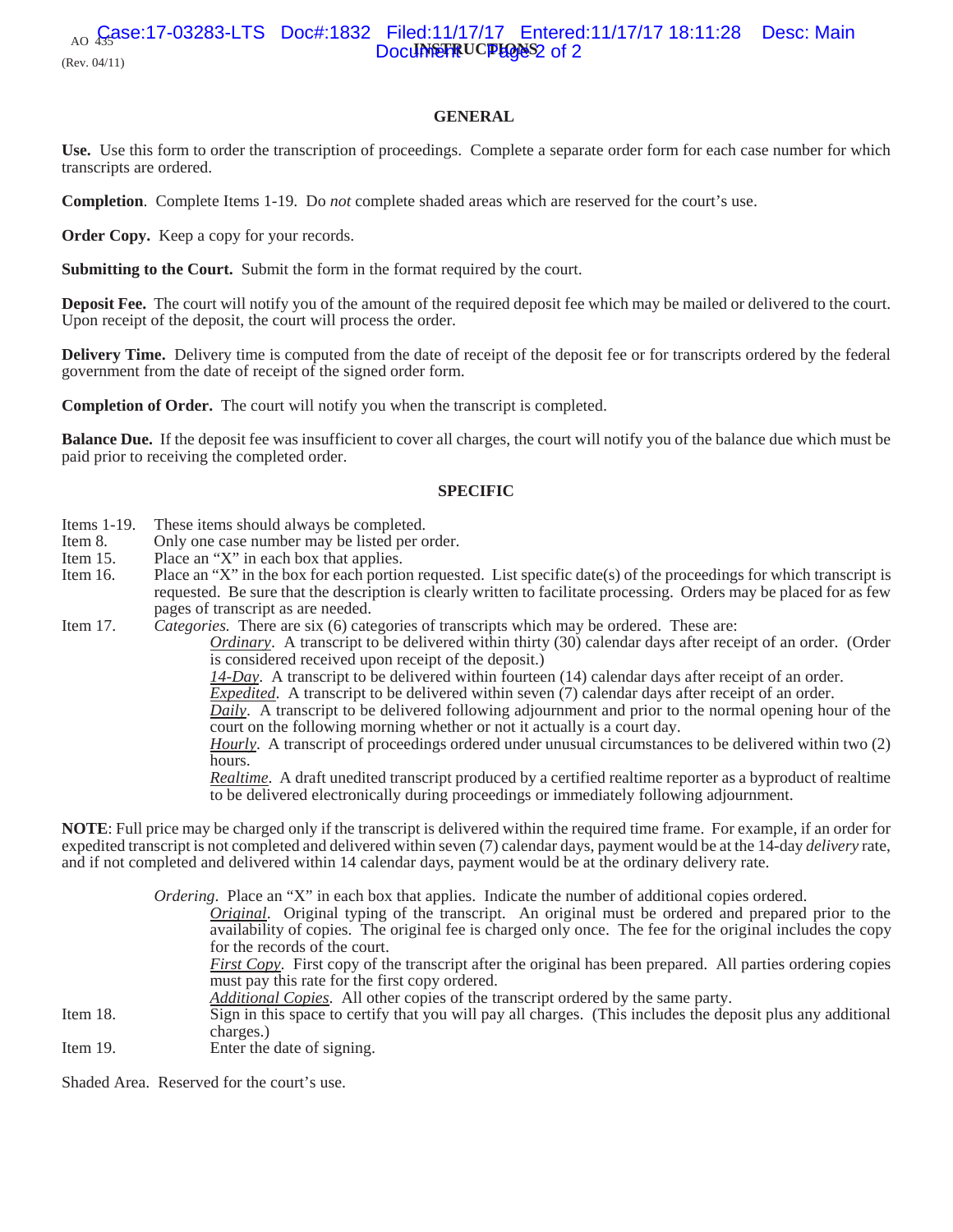AO 435 (Rev. 04/11)

## INSTRUCTIONS

### GENERAL

**Use.** Use this form to order the transcription of proceedings. Complete a separate order form for each case number for which transcripts are ordered.

**Completion**. Complete Items 1-19. Do *not* complete shaded areas which are reserved for the court's use.

**Order Copy.** Keep a copy for your records.

**Submitting to the Court.** Submit the form in the format required by the court.

**Deposit Fee.** The court will notify you of the amount of the required deposit fee which may be mailed or delivered to the court. Upon receipt of the deposit, the court will process the order.

**Delivery Time.** Delivery time is computed from the date of receipt of the deposit fee or for transcripts ordered by the federal government from the date of receipt of the signed order form.

**Completion of Order.** The court will notify you when the transcript is completed.

**Balance Due.** If the deposit fee was insufficient to cover all charges, the court will notify you of the balance due which must be paid prior to receiving the completed order.

### SPECIFIC

Items 1-19. These items should always be completed.

Item 8. Only one case number may be listed per order.

Item 15. Place an "X" in each box that applies.

Item 16. Place an "X" in the box for each portion requested. List specific date(s) of the proceedings for which transcript is requested. Be sure that the description is clearly written to facilitate processing. Orders may be placed for as few pages of transcript as are needed.

Item 17. *Categories.* There are six (6) categories of transcripts which may be ordered. These are:

*Ordinary*. A transcript to be delivered within thirty (30) calendar days after receipt of an order. (Order is considered received upon receipt of the deposit.)

*14-Day*. A transcript to be delivered within fourteen (14) calendar days after receipt of an order.

*Expedited*. A transcript to be delivered within seven (7) calendar days after receipt of an order.

*Daily*. A transcript to be delivered following adjournment and prior to the normal opening hour of the court on the following morning whether or not it actually is a court day.

*Hourly*. A transcript of proceedings ordered under unusual circumstances to be delivered within two (2) hours.

*Realtime*. A draft unedited transcript produced by a certified realtime reporter as a byproduct of realtime to be delivered electronically during proceedings or immediately following adjournment.

**NOTE**: Full price may be charged only if the transcript is delivered within the required time frame. For example, if an order for expedited transcript is not completed and delivered within seven (7) calendar days, payment would be at the 14-day *delivery* rate, and if not completed and delivered within 14 calendar days, payment would be at the ordinary delivery rate.

*Ordering*. Place an "X" in each box that applies. Indicate the number of additional copies ordered.

*Original*. Original typing of the transcript. An original must be ordered and prepared prior to the availability of copies. The original fee is charged only once. The fee for the original includes the copy for the records of the court.

*First Copy*. First copy of the transcript after the original has been prepared. All parties ordering copies must pay this rate for the first copy ordered.

*Additional Copies*. All other copies of the transcript ordered by the same party.

Item 18. Sign in this space to certify that you will pay all charges. (This includes the deposit plus any additional charges.)

Item 19. Enter the date of signing.

Shaded Area. Reserved for the court's use.